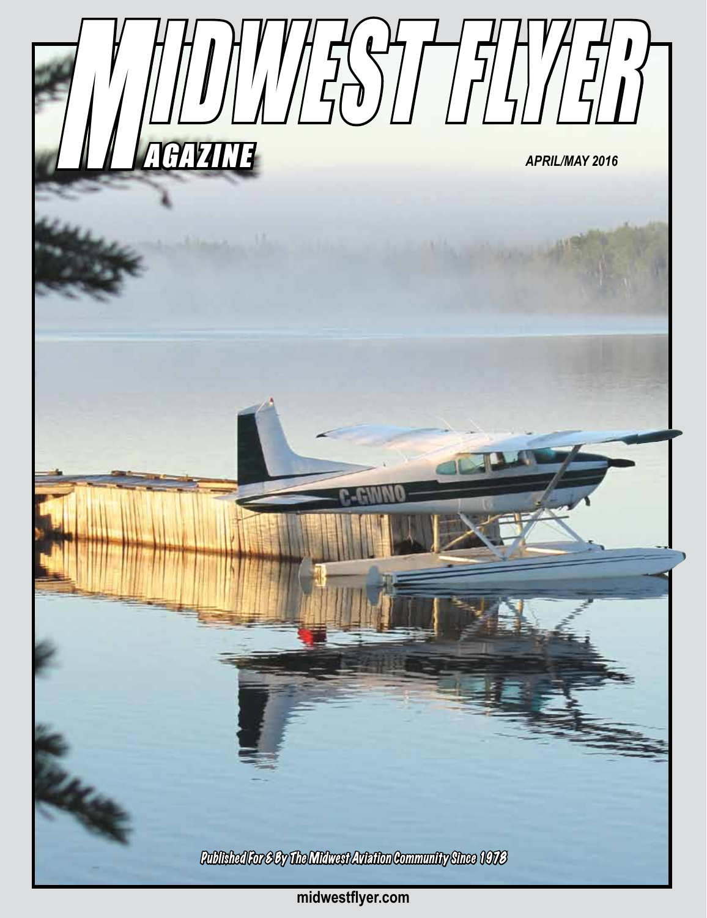# MIDWEST FLYER MAGAZINE

APRIL/MAY 2016

Published For & By The Midwest Aviation Community Since 1978

midwestflyer.com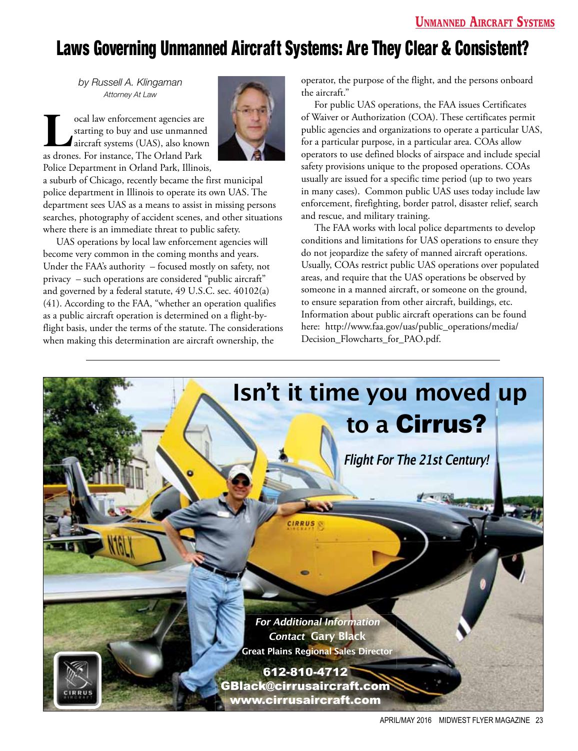# Laws Governing Unmanned Aircraft Systems: Are They Clear & Consistent?

*by Russell A. Klingaman*
*Attorney At Law*

Local law enforcement agencies are starting to buy and use unmanned aircraft systems (UAS), also known as drones. For instance, The Orland Park Police Department in Orland Park, Illinois, a suburb of Chicago, recently became the first municipal police department in Illinois to operate its own UAS. The department sees UAS as a means to assist in missing persons searches, photography of accident scenes, and other situations where there is an immediate threat to public safety.

UAS operations by local law enforcement agencies will become very common in the coming months and years. Under the FAA's authority – focused mostly on safety, not privacy – such operations are considered "public aircraft" and governed by a federal statute, 49 U.S.C. sec. 40102(a)(41). According to the FAA, "whether an operation qualifies as a public aircraft operation is determined on a flight-by-flight basis, under the terms of the statute. The considerations when making this determination are aircraft ownership, the operator, the purpose of the flight, and the persons onboard the aircraft."

For public UAS operations, the FAA issues Certificates of Waiver or Authorization (COA). These certificates permit public agencies and organizations to operate a particular UAS, for a particular purpose, in a particular area. COAs allow operators to use defined blocks of airspace and include special safety provisions unique to the proposed operations. COAs usually are issued for a specific time period (up to two years in many cases). Common public UAS uses today include law enforcement, firefighting, border patrol, disaster relief, search and rescue, and military training.

The FAA works with local police departments to develop conditions and limitations for UAS operations to ensure they do not jeopardize the safety of manned aircraft operations. Usually, COAs restrict public UAS operations over populated areas, and require that the UAS operations be observed by someone in a manned aircraft, or someone on the ground, to ensure separation from other aircraft, buildings, etc. Information about public aircraft operations can be found here: http://www.faa.gov/uas/public_operations/media/Decision_Flowcharts_for_PAO.pdf.

---

**Isn't it time you moved up to a Cirrus?**

*Flight For The 21st Century!*

*For Additional Information*
*Contact* **Gary Black**
**Great Plains Regional Sales Director**

**612-810-4712**
**GBlack@cirrusaircraft.com**
**www.cirrusaircraft.com**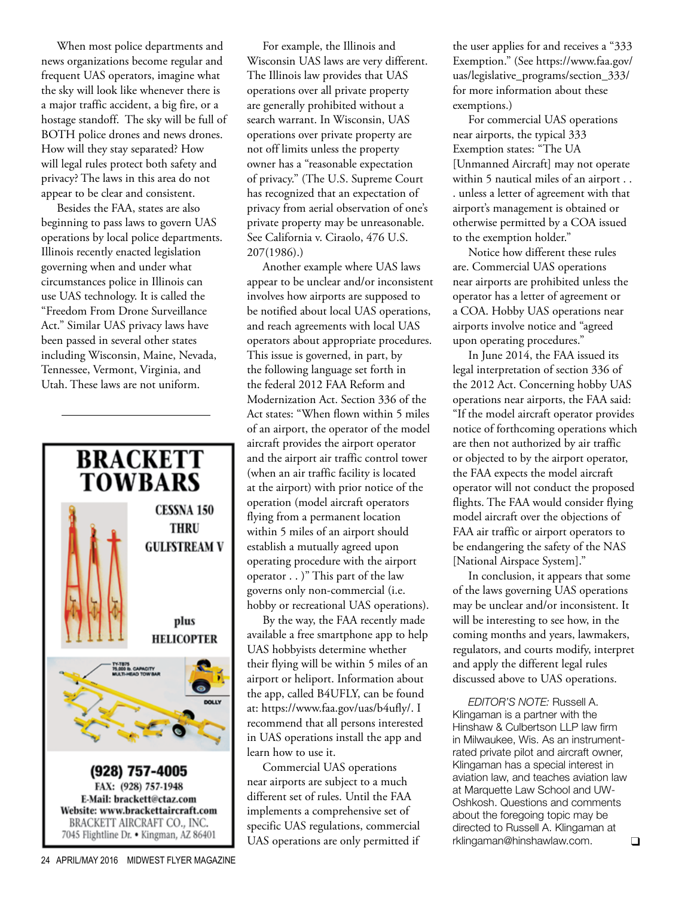When most police departments and news organizations become regular and frequent UAS operators, imagine what the sky will look like whenever there is a major traffic accident, a big fire, or a hostage standoff. The sky will be full of BOTH police drones and news drones. How will they stay separated? How will legal rules protect both safety and privacy? The laws in this area do not appear to be clear and consistent.

Besides the FAA, states are also beginning to pass laws to govern UAS operations by local police departments. Illinois recently enacted legislation governing when and under what circumstances police in Illinois can use UAS technology. It is called the "Freedom From Drone Surveillance Act." Similar UAS privacy laws have been passed in several other states including Wisconsin, Maine, Nevada, Tennessee, Vermont, Virginia, and Utah. These laws are not uniform.

---

**BRACKETT TOWBARS**

CESSNA 150 THRU GULFSTREAM V

plus HELICOPTER

TY-T875 75,000 lb. CAPACITY MULTI-HEAD TOW BAR

DOLLY

**(928) 757-4005**
**FAX: (928) 757-1948**
**E-Mail: brackett@ctaz.com**
**Website: www.brackettaircraft.com**
BRACKETT AIRCRAFT CO., INC.
7045 Flightline Dr. • Kingman, AZ 86401

---

For example, the Illinois and Wisconsin UAS laws are very different. The Illinois law provides that UAS operations over all private property are generally prohibited without a search warrant. In Wisconsin, UAS operations over private property are not off limits unless the property owner has a "reasonable expectation of privacy." (The U.S. Supreme Court has recognized that an expectation of privacy from aerial observation of one's private property may be unreasonable. See California v. Ciraolo, 476 U.S. 207(1986).)

Another example where UAS laws appear to be unclear and/or inconsistent involves how airports are supposed to be notified about local UAS operations, and reach agreements with local UAS operators about appropriate procedures. This issue is governed, in part, by the following language set forth in the federal 2012 FAA Reform and Modernization Act. Section 336 of the Act states: "When flown within 5 miles of an airport, the operator of the model aircraft provides the airport operator and the airport air traffic control tower (when an air traffic facility is located at the airport) with prior notice of the operation (model aircraft operators flying from a permanent location within 5 miles of an airport should establish a mutually agreed upon operating procedure with the airport operator . . )" This part of the law governs only non-commercial (i.e. hobby or recreational UAS operations).

By the way, the FAA recently made available a free smartphone app to help UAS hobbyists determine whether their flying will be within 5 miles of an airport or heliport. Information about the app, called B4UFLY, can be found at: https://www.faa.gov/uas/b4ufly/. I recommend that all persons interested in UAS operations install the app and learn how to use it.

Commercial UAS operations near airports are subject to a much different set of rules. Until the FAA implements a comprehensive set of specific UAS regulations, commercial UAS operations are only permitted if the user applies for and receives a "333 Exemption." (See https://www.faa.gov/uas/legislative_programs/section_333/ for more information about these exemptions.)

For commercial UAS operations near airports, the typical 333 Exemption states: "The UA [Unmanned Aircraft] may not operate within 5 nautical miles of an airport . . . unless a letter of agreement with that airport's management is obtained or otherwise permitted by a COA issued to the exemption holder."

Notice how different these rules are. Commercial UAS operations near airports are prohibited unless the operator has a letter of agreement or a COA. Hobby UAS operations near airports involve notice and "agreed upon operating procedures."

In June 2014, the FAA issued its legal interpretation of section 336 of the 2012 Act. Concerning hobby UAS operations near airports, the FAA said: "If the model aircraft operator provides notice of forthcoming operations which are then not authorized by air traffic or objected to by the airport operator, the FAA expects the model aircraft operator will not conduct the proposed flights. The FAA would consider flying model aircraft over the objections of FAA air traffic or airport operators to be endangering the safety of the NAS [National Airspace System]."

In conclusion, it appears that some of the laws governing UAS operations may be unclear and/or inconsistent. It will be interesting to see how, in the coming months and years, lawmakers, regulators, and courts modify, interpret and apply the different legal rules discussed above to UAS operations.

*EDITOR'S NOTE:* Russell A. Klingaman is a partner with the Hinshaw & Culbertson LLP law firm in Milwaukee, Wis. As an instrument-rated private pilot and aircraft owner, Klingaman has a special interest in aviation law, and teaches aviation law at Marquette Law School and UW-Oshkosh. Questions and comments about the foregoing topic may be directed to Russell A. Klingaman at rklingaman@hinshawlaw.com. ❑